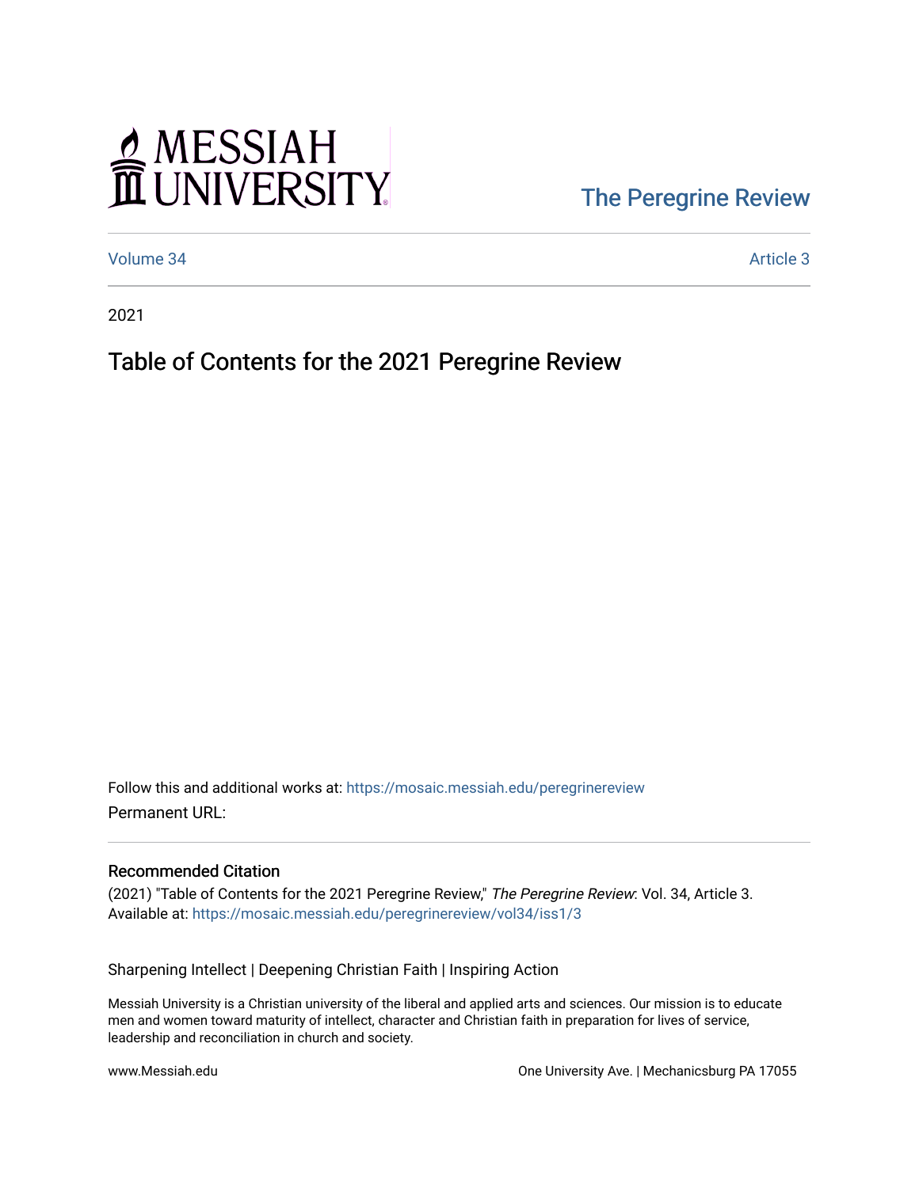# MESSIAH UNIVERSITY

The Peregrine Review

Volume 34 | Article 3

2021

# Table of Contents for the 2021 Peregrine Review

Follow this and additional works at: https://mosaic.messiah.edu/peregrinereview

Permanent URL:

## Recommended Citation

(2021) "Table of Contents for the 2021 Peregrine Review," *The Peregrine Review*: Vol. 34, Article 3.
Available at: https://mosaic.messiah.edu/peregrinereview/vol34/iss1/3

Sharpening Intellect | Deepening Christian Faith | Inspiring Action

Messiah University is a Christian university of the liberal and applied arts and sciences. Our mission is to educate men and women toward maturity of intellect, character and Christian faith in preparation for lives of service, leadership and reconciliation in church and society.

www.Messiah.edu

One University Ave. | Mechanicsburg PA 17055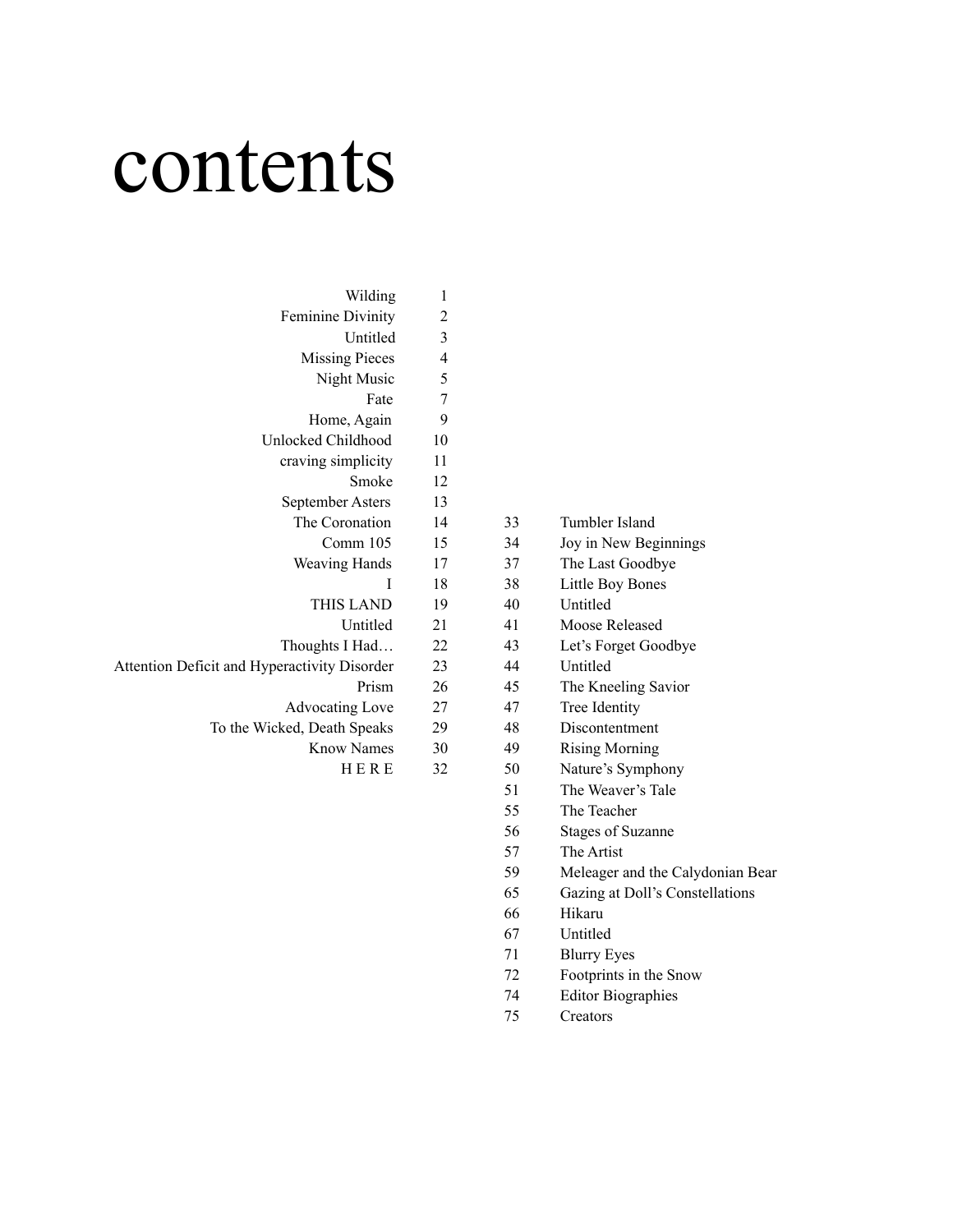# contents

| | |
|---|---|
| Wilding | 1 |
| Feminine Divinity | 2 |
| Untitled | 3 |
| Missing Pieces | 4 |
| Night Music | 5 |
| Fate | 7 |
| Home, Again | 9 |
| Unlocked Childhood | 10 |
| craving simplicity | 11 |
| Smoke | 12 |
| September Asters | 13 |
| The Coronation | 14 |
| Comm 105 | 15 |
| Weaving Hands | 17 |
| I | 18 |
| THIS LAND | 19 |
| Untitled | 21 |
| Thoughts I Had… | 22 |
| Attention Deficit and Hyperactivity Disorder | 23 |
| Prism | 26 |
| Advocating Love | 27 |
| To the Wicked, Death Speaks | 29 |
| Know Names | 30 |
| H E R E | 32 |
| Tumbler Island | 33 |
| Joy in New Beginnings | 34 |
| The Last Goodbye | 37 |
| Little Boy Bones | 38 |
| Untitled | 40 |
| Moose Released | 41 |
| Let's Forget Goodbye | 43 |
| Untitled | 44 |
| The Kneeling Savior | 45 |
| Tree Identity | 47 |
| Discontentment | 48 |
| Rising Morning | 49 |
| Nature's Symphony | 50 |
| The Weaver's Tale | 51 |
| The Teacher | 55 |
| Stages of Suzanne | 56 |
| The Artist | 57 |
| Meleager and the Calydonian Bear | 59 |
| Gazing at Doll's Constellations | 65 |
| Hikaru | 66 |
| Untitled | 67 |
| Blurry Eyes | 71 |
| Footprints in the Snow | 72 |
| Editor Biographies | 74 |
| Creators | 75 |